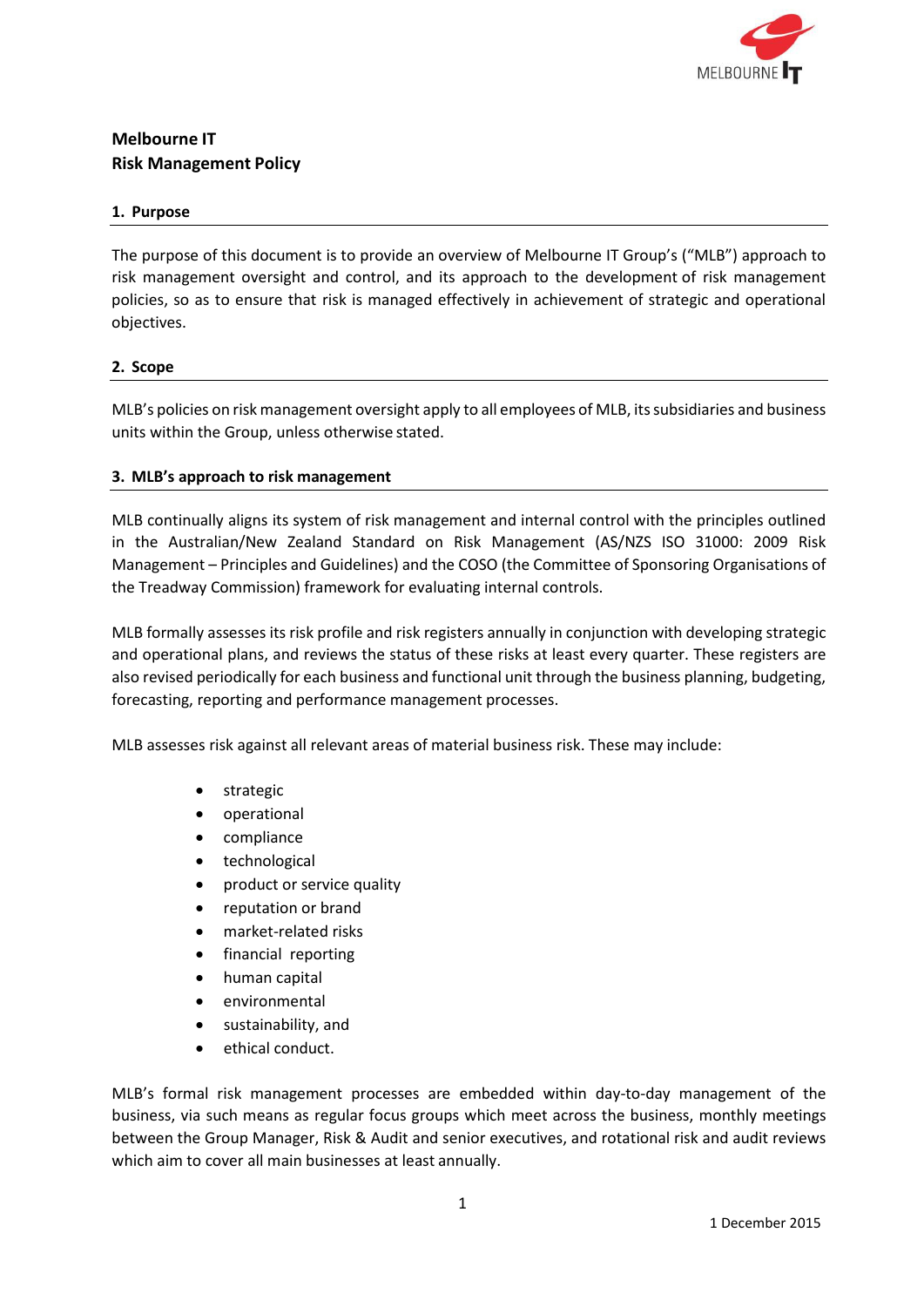**Melbourne IT**
**Risk Management Policy**

## 1. Purpose

The purpose of this document is to provide an overview of Melbourne IT Group's ("MLB") approach to risk management oversight and control, and its approach to the development of risk management policies, so as to ensure that risk is managed effectively in achievement of strategic and operational objectives.

## 2. Scope

MLB's policies on risk management oversight apply to all employees of MLB, its subsidiaries and business units within the Group, unless otherwise stated.

## 3. MLB's approach to risk management

MLB continually aligns its system of risk management and internal control with the principles outlined in the Australian/New Zealand Standard on Risk Management (AS/NZS ISO 31000: 2009 Risk Management – Principles and Guidelines) and the COSO (the Committee of Sponsoring Organisations of the Treadway Commission) framework for evaluating internal controls.

MLB formally assesses its risk profile and risk registers annually in conjunction with developing strategic and operational plans, and reviews the status of these risks at least every quarter. These registers are also revised periodically for each business and functional unit through the business planning, budgeting, forecasting, reporting and performance management processes.

MLB assesses risk against all relevant areas of material business risk. These may include:

- strategic
- operational
- compliance
- technological
- product or service quality
- reputation or brand
- market-related risks
- financial reporting
- human capital
- environmental
- sustainability, and
- ethical conduct.

MLB's formal risk management processes are embedded within day-to-day management of the business, via such means as regular focus groups which meet across the business, monthly meetings between the Group Manager, Risk & Audit and senior executives, and rotational risk and audit reviews which aim to cover all main businesses at least annually.

1 December 2015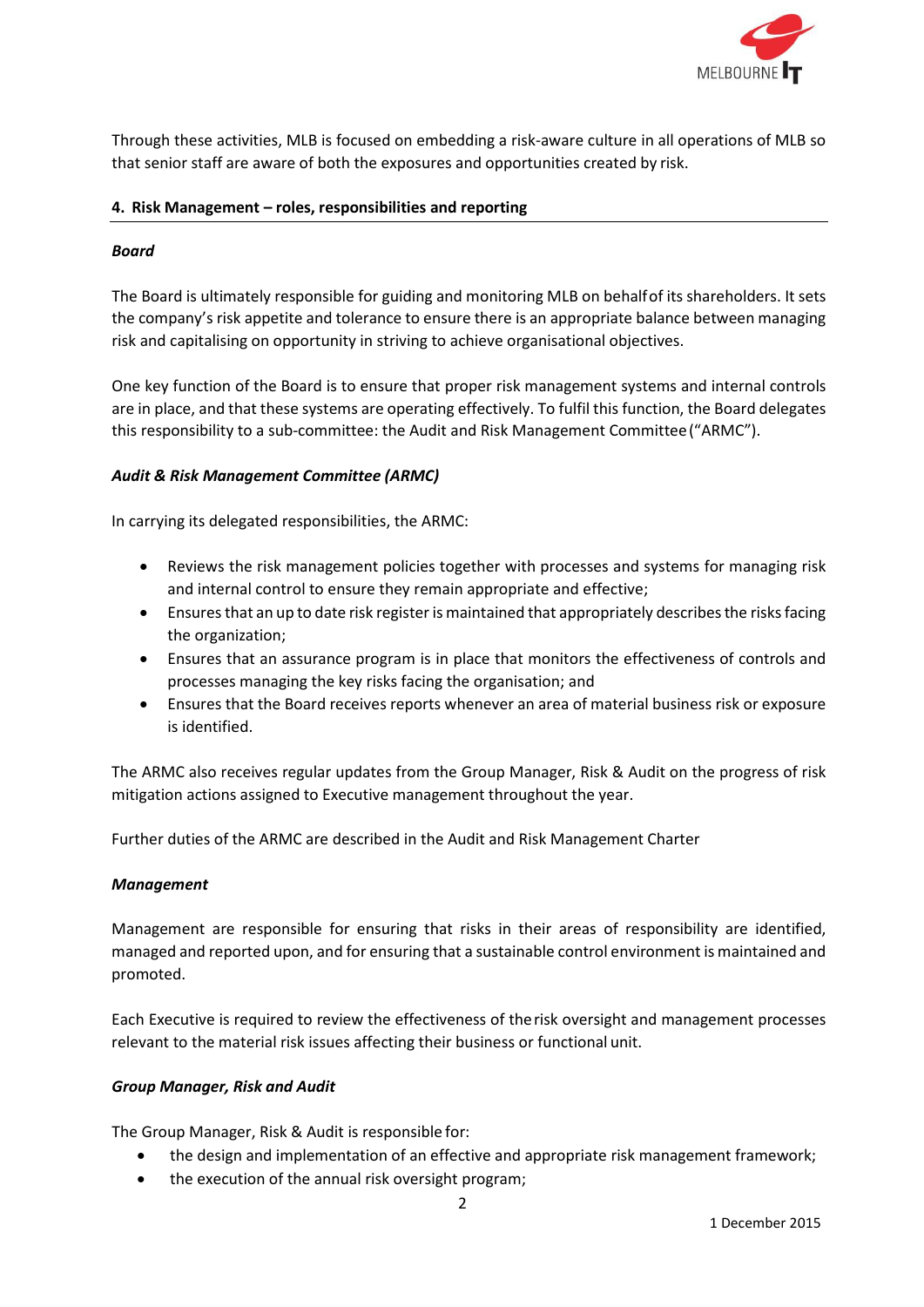Through these activities, MLB is focused on embedding a risk-aware culture in all operations of MLB so that senior staff are aware of both the exposures and opportunities created by risk.

## 4. Risk Management – roles, responsibilities and reporting

### *Board*

The Board is ultimately responsible for guiding and monitoring MLB on behalf of its shareholders. It sets the company's risk appetite and tolerance to ensure there is an appropriate balance between managing risk and capitalising on opportunity in striving to achieve organisational objectives.

One key function of the Board is to ensure that proper risk management systems and internal controls are in place, and that these systems are operating effectively. To fulfil this function, the Board delegates this responsibility to a sub-committee: the Audit and Risk Management Committee ("ARMC").

### *Audit & Risk Management Committee (ARMC)*

In carrying its delegated responsibilities, the ARMC:

- Reviews the risk management policies together with processes and systems for managing risk and internal control to ensure they remain appropriate and effective;
- Ensures that an up to date risk register is maintained that appropriately describes the risks facing the organization;
- Ensures that an assurance program is in place that monitors the effectiveness of controls and processes managing the key risks facing the organisation; and
- Ensures that the Board receives reports whenever an area of material business risk or exposure is identified.

The ARMC also receives regular updates from the Group Manager, Risk & Audit on the progress of risk mitigation actions assigned to Executive management throughout the year.

Further duties of the ARMC are described in the Audit and Risk Management Charter

### *Management*

Management are responsible for ensuring that risks in their areas of responsibility are identified, managed and reported upon, and for ensuring that a sustainable control environment is maintained and promoted.

Each Executive is required to review the effectiveness of the risk oversight and management processes relevant to the material risk issues affecting their business or functional unit.

### *Group Manager, Risk and Audit*

The Group Manager, Risk & Audit is responsible for:

- the design and implementation of an effective and appropriate risk management framework;
- the execution of the annual risk oversight program;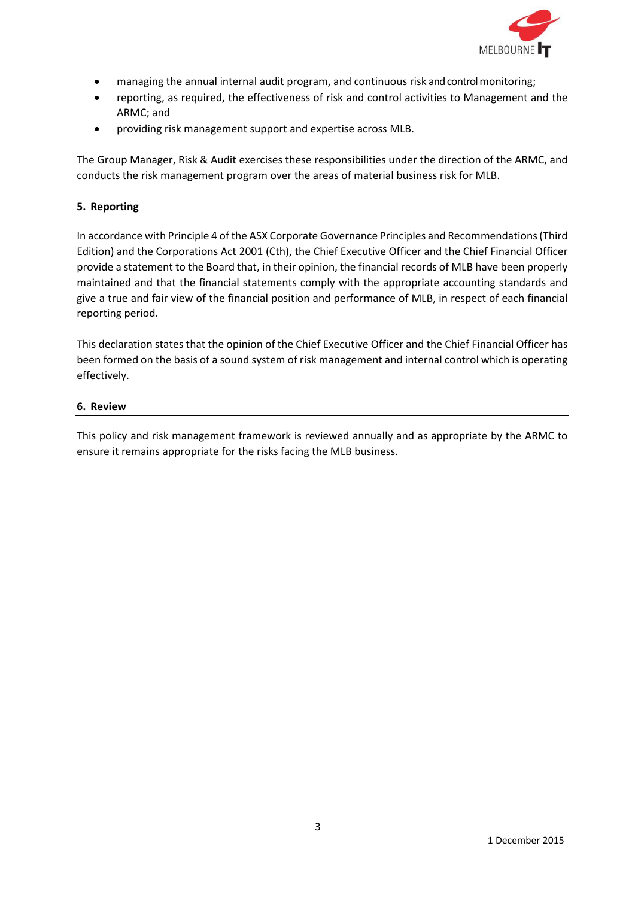- managing the annual internal audit program, and continuous risk and control monitoring;
- reporting, as required, the effectiveness of risk and control activities to Management and the ARMC; and
- providing risk management support and expertise across MLB.

The Group Manager, Risk & Audit exercises these responsibilities under the direction of the ARMC, and conducts the risk management program over the areas of material business risk for MLB.

## 5. Reporting

In accordance with Principle 4 of the ASX Corporate Governance Principles and Recommendations (Third Edition) and the Corporations Act 2001 (Cth), the Chief Executive Officer and the Chief Financial Officer provide a statement to the Board that, in their opinion, the financial records of MLB have been properly maintained and that the financial statements comply with the appropriate accounting standards and give a true and fair view of the financial position and performance of MLB, in respect of each financial reporting period.

This declaration states that the opinion of the Chief Executive Officer and the Chief Financial Officer has been formed on the basis of a sound system of risk management and internal control which is operating effectively.

## 6. Review

This policy and risk management framework is reviewed annually and as appropriate by the ARMC to ensure it remains appropriate for the risks facing the MLB business.